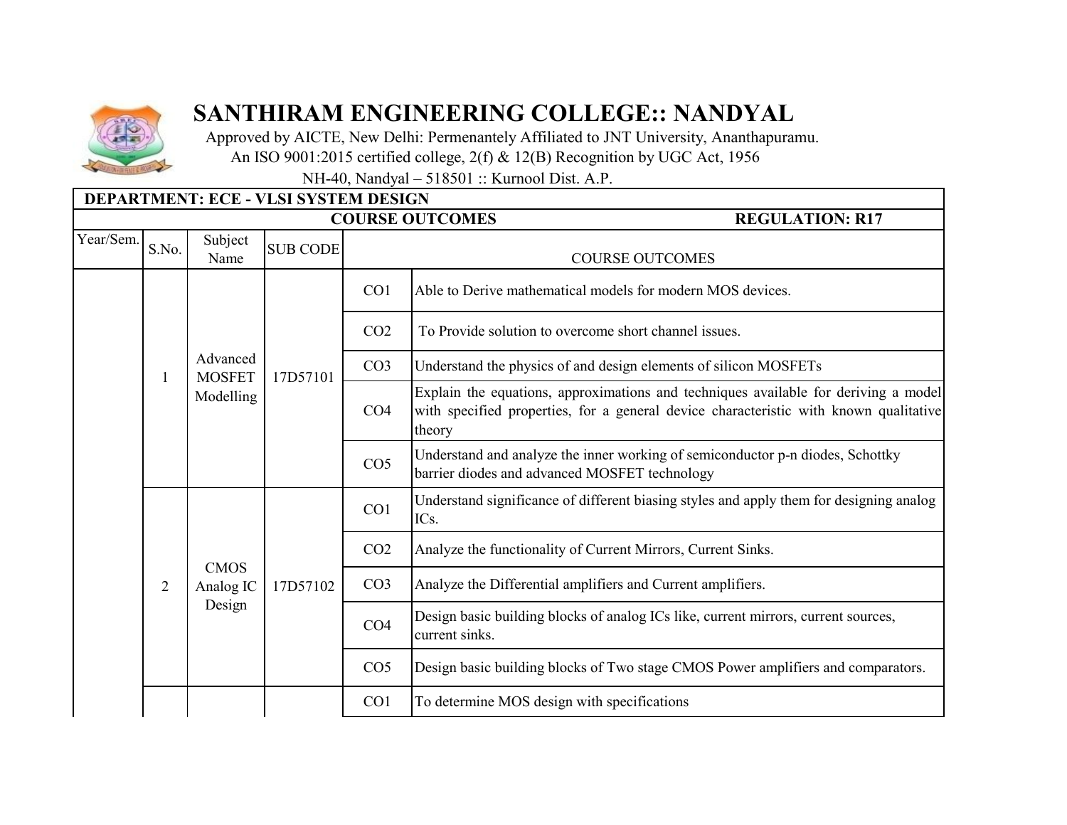# SANTHIRAM ENGINEERING COLLEGE:: NANDYAL

Approved by AICTE, New Delhi: Permenantely Affiliated to JNT University, Ananthapuramu.
An ISO 9001:2015 certified college, 2(f) & 12(B) Recognition by UGC Act, 1956
NH-40, Nandyal – 518501 :: Kurnool Dist. A.P.

**DEPARTMENT: ECE - VLSI SYSTEM DESIGN**

**COURSE OUTCOMES** **REGULATION: R17**

| Year/Sem. | S.No. | Subject Name | SUB CODE | | COURSE OUTCOMES |
|---|---|---|---|---|---|
| | 1 | Advanced MOSFET Modelling | 17D57101 | CO1 | Able to Derive mathematical models for modern MOS devices. |
| | | | | CO2 | To Provide solution to overcome short channel issues. |
| | | | | CO3 | Understand the physics of and design elements of silicon MOSFETs |
| | | | | CO4 | Explain the equations, approximations and techniques available for deriving a model with specified properties, for a general device characteristic with known qualitative theory |
| | | | | CO5 | Understand and analyze the inner working of semiconductor p-n diodes, Schottky barrier diodes and advanced MOSFET technology |
| | 2 | CMOS Analog IC Design | 17D57102 | CO1 | Understand significance of different biasing styles and apply them for designing analog ICs. |
| | | | | CO2 | Analyze the functionality of Current Mirrors, Current Sinks. |
| | | | | CO3 | Analyze the Differential amplifiers and Current amplifiers. |
| | | | | CO4 | Design basic building blocks of analog ICs like, current mirrors, current sources, current sinks. |
| | | | | CO5 | Design basic building blocks of Two stage CMOS Power amplifiers and comparators. |
| | | | | CO1 | To determine MOS design with specifications |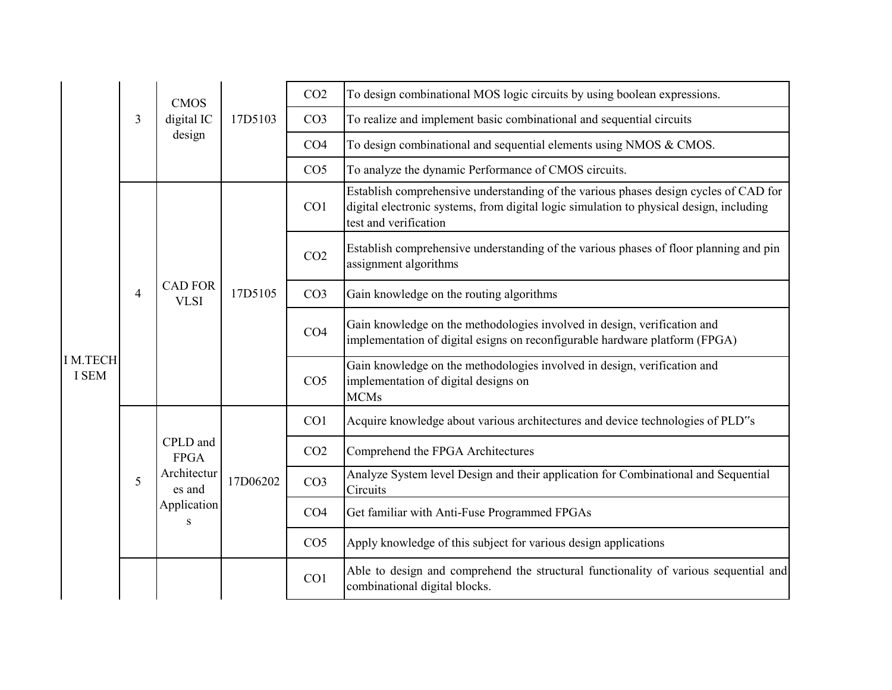| | | | | | |
|---|---|---|---|---|---|
| I M.TECH I SEM | 3 | CMOS digital IC design | 17D5103 | CO2 | To design combinational MOS logic circuits by using boolean expressions. |
| | | | | CO3 | To realize and implement basic combinational and sequential circuits |
| | | | | CO4 | To design combinational and sequential elements using NMOS & CMOS. |
| | | | | CO5 | To analyze the dynamic Performance of CMOS circuits. |
| | 4 | CAD FOR VLSI | 17D5105 | CO1 | Establish comprehensive understanding of the various phases design cycles of CAD for digital electronic systems, from digital logic simulation to physical design, including test and verification |
| | | | | CO2 | Establish comprehensive understanding of the various phases of floor planning and pin assignment algorithms |
| | | | | CO3 | Gain knowledge on the routing algorithms |
| | | | | CO4 | Gain knowledge on the methodologies involved in design, verification and implementation of digital esigns on reconfigurable hardware platform (FPGA) |
| | | | | CO5 | Gain knowledge on the methodologies involved in design, verification and implementation of digital designs on MCMs |
| | 5 | CPLD and FPGA Architectures and Applications | 17D06202 | CO1 | Acquire knowledge about various architectures and device technologies of PLD"s |
| | | | | CO2 | Comprehend the FPGA Architectures |
| | | | | CO3 | Analyze System level Design and their application for Combinational and Sequential Circuits |
| | | | | CO4 | Get familiar with Anti-Fuse Programmed FPGAs |
| | | | | CO5 | Apply knowledge of this subject for various design applications |
| | | | | CO1 | Able to design and comprehend the structural functionality of various sequential and combinational digital blocks. |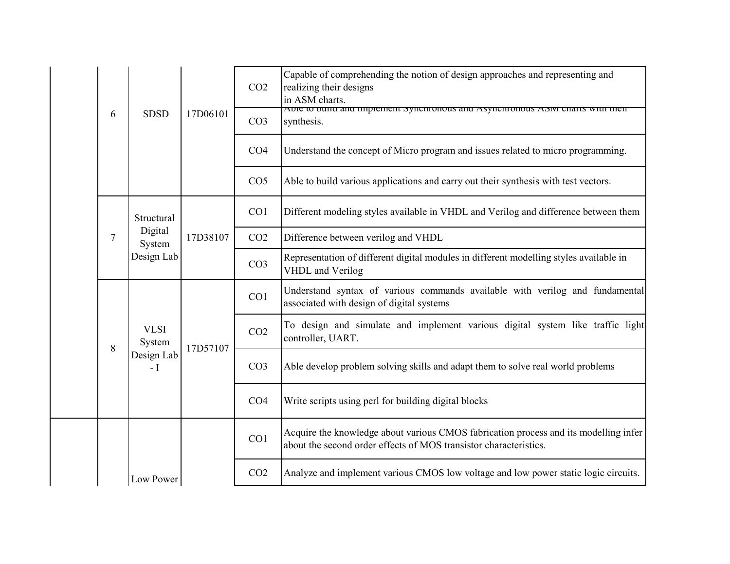| | | | | | |
|---|---|---|---|---|---|
| | 6 | SDSD | 17D06101 | CO2 | Capable of comprehending the notion of design approaches and representing and realizing their designs in ASM charts. |
| | | | | CO3 | Able to build and implement Synchronous and Asynchronous ASM charts with their synthesis. |
| | | | | CO4 | Understand the concept of Micro program and issues related to micro programming. |
| | | | | CO5 | Able to build various applications and carry out their synthesis with test vectors. |
| | 7 | Structural Digital System Design Lab | 17D38107 | CO1 | Different modeling styles available in VHDL and Verilog and difference between them |
| | | | | CO2 | Difference between verilog and VHDL |
| | | | | CO3 | Representation of different digital modules in different modelling styles available in VHDL and Verilog |
| | 8 | VLSI System Design Lab - I | 17D57107 | CO1 | Understand syntax of various commands available with verilog and fundamental associated with design of digital systems |
| | | | | CO2 | To design and simulate and implement various digital system like traffic light controller, UART. |
| | | | | CO3 | Able develop problem solving skills and adapt them to solve real world problems |
| | | | | CO4 | Write scripts using perl for building digital blocks |
| | | Low Power | | CO1 | Acquire the knowledge about various CMOS fabrication process and its modelling infer about the second order effects of MOS transistor characteristics. |
| | | | | CO2 | Analyze and implement various CMOS low voltage and low power static logic circuits. |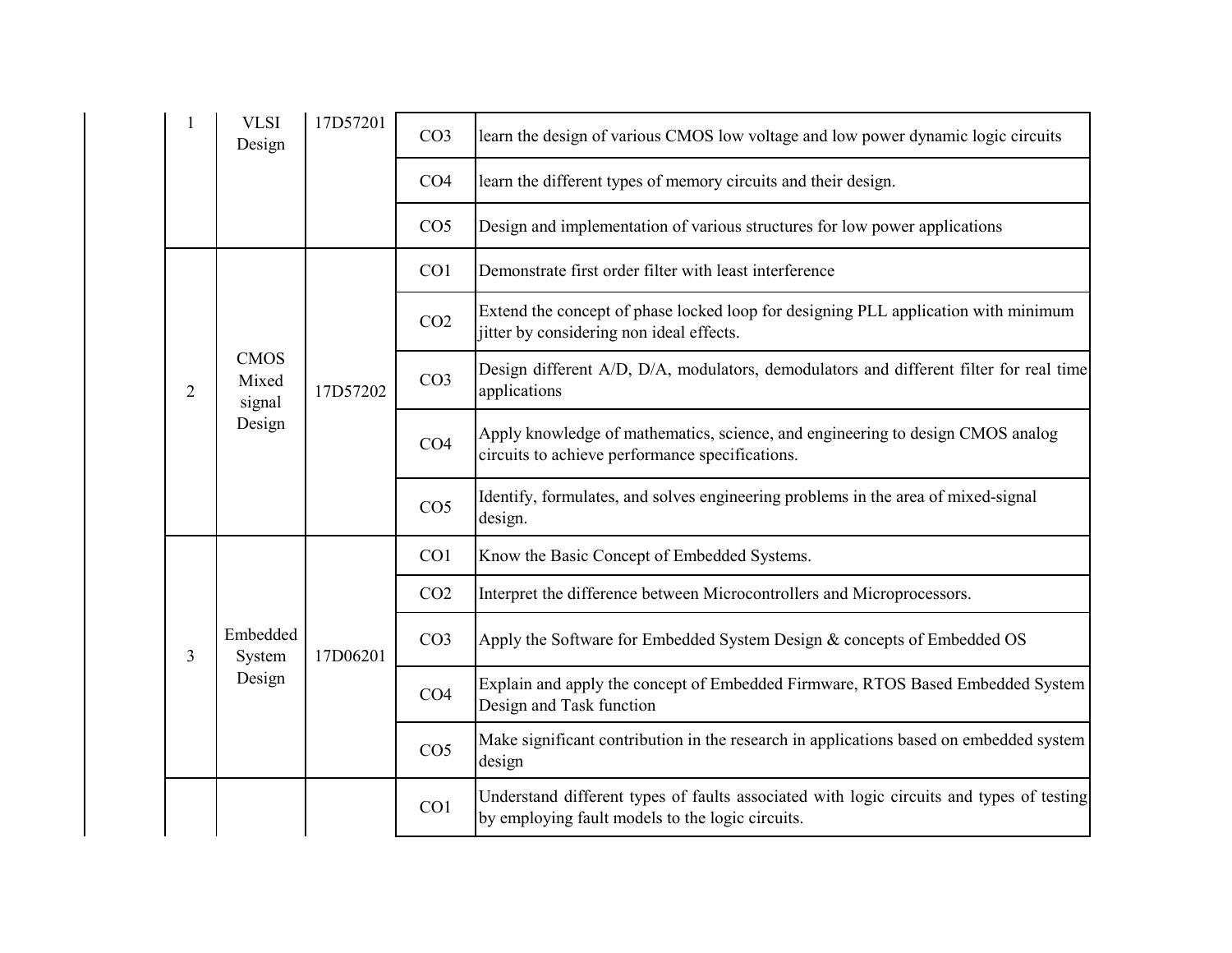| | | | | |
|---|---|---|---|---|
| 1 | VLSI Design | 17D57201 | CO3 | learn the design of various CMOS low voltage and low power dynamic logic circuits |
| | | | CO4 | learn the different types of memory circuits and their design. |
| | | | CO5 | Design and implementation of various structures for low power applications |
| 2 | CMOS Mixed signal Design | 17D57202 | CO1 | Demonstrate first order filter with least interference |
| | | | CO2 | Extend the concept of phase locked loop for designing PLL application with minimum jitter by considering non ideal effects. |
| | | | CO3 | Design different A/D, D/A, modulators, demodulators and different filter for real time applications |
| | | | CO4 | Apply knowledge of mathematics, science, and engineering to design CMOS analog circuits to achieve performance specifications. |
| | | | CO5 | Identify, formulates, and solves engineering problems in the area of mixed-signal design. |
| 3 | Embedded System Design | 17D06201 | CO1 | Know the Basic Concept of Embedded Systems. |
| | | | CO2 | Interpret the difference between Microcontrollers and Microprocessors. |
| | | | CO3 | Apply the Software for Embedded System Design & concepts of Embedded OS |
| | | | CO4 | Explain and apply the concept of Embedded Firmware, RTOS Based Embedded System Design and Task function |
| | | | CO5 | Make significant contribution in the research in applications based on embedded system design |
| | | | CO1 | Understand different types of faults associated with logic circuits and types of testing by employing fault models to the logic circuits. |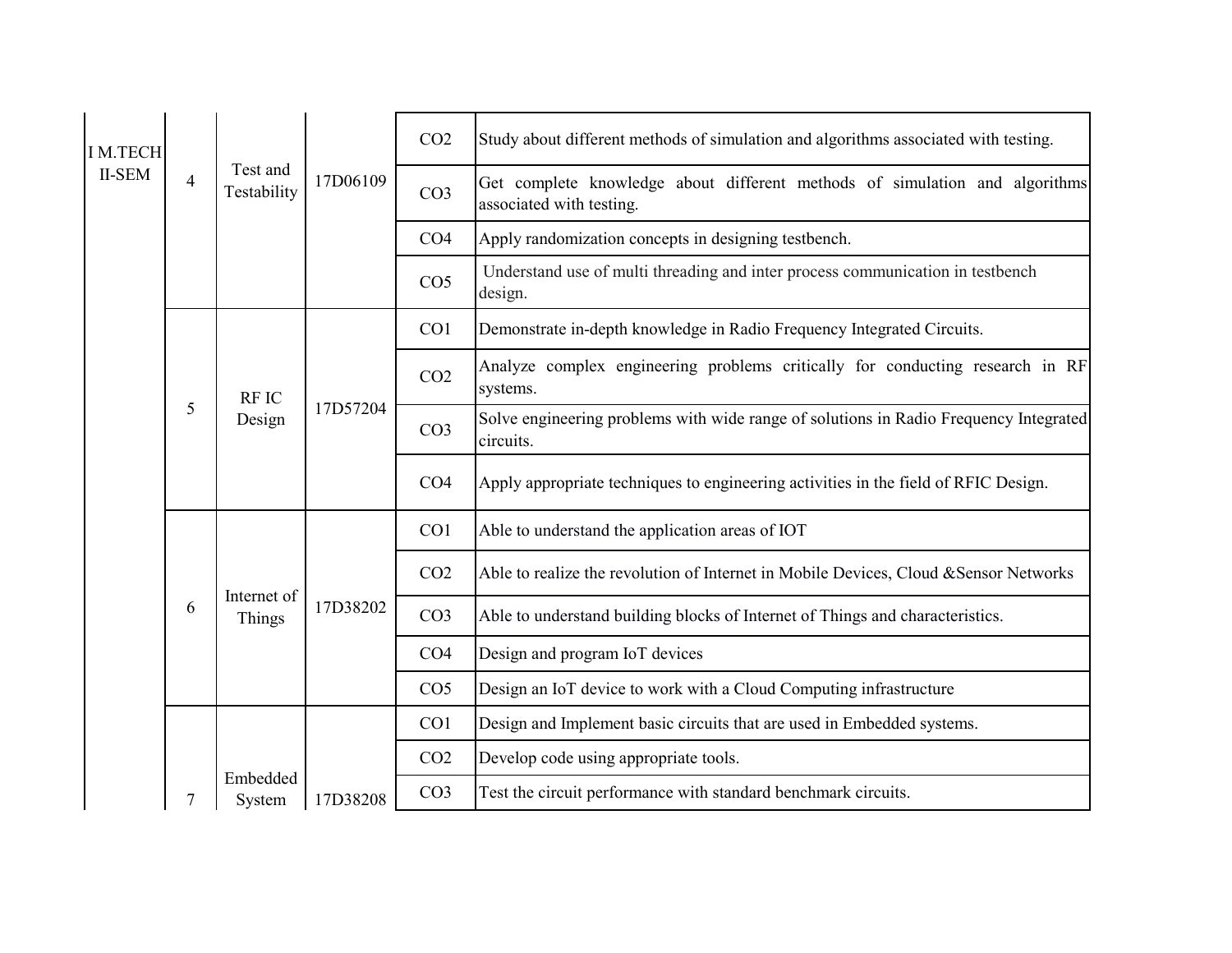| | | | | | |
|---|---|---|---|---|---|
| I M.TECH II-SEM | 4 | Test and Testability | 17D06109 | CO2 | Study about different methods of simulation and algorithms associated with testing. |
| | | | | CO3 | Get complete knowledge about different methods of simulation and algorithms associated with testing. |
| | | | | CO4 | Apply randomization concepts in designing testbench. |
| | | | | CO5 | Understand use of multi threading and inter process communication in testbench design. |
| | 5 | RF IC Design | 17D57204 | CO1 | Demonstrate in-depth knowledge in Radio Frequency Integrated Circuits. |
| | | | | CO2 | Analyze complex engineering problems critically for conducting research in RF systems. |
| | | | | CO3 | Solve engineering problems with wide range of solutions in Radio Frequency Integrated circuits. |
| | | | | CO4 | Apply appropriate techniques to engineering activities in the field of RFIC Design. |
| | 6 | Internet of Things | 17D38202 | CO1 | Able to understand the application areas of IOT |
| | | | | CO2 | Able to realize the revolution of Internet in Mobile Devices, Cloud &Sensor Networks |
| | | | | CO3 | Able to understand building blocks of Internet of Things and characteristics. |
| | | | | CO4 | Design and program IoT devices |
| | | | | CO5 | Design an IoT device to work with a Cloud Computing infrastructure |
| | 7 | Embedded System | 17D38208 | CO1 | Design and Implement basic circuits that are used in Embedded systems. |
| | | | | CO2 | Develop code using appropriate tools. |
| | | | | CO3 | Test the circuit performance with standard benchmark circuits. |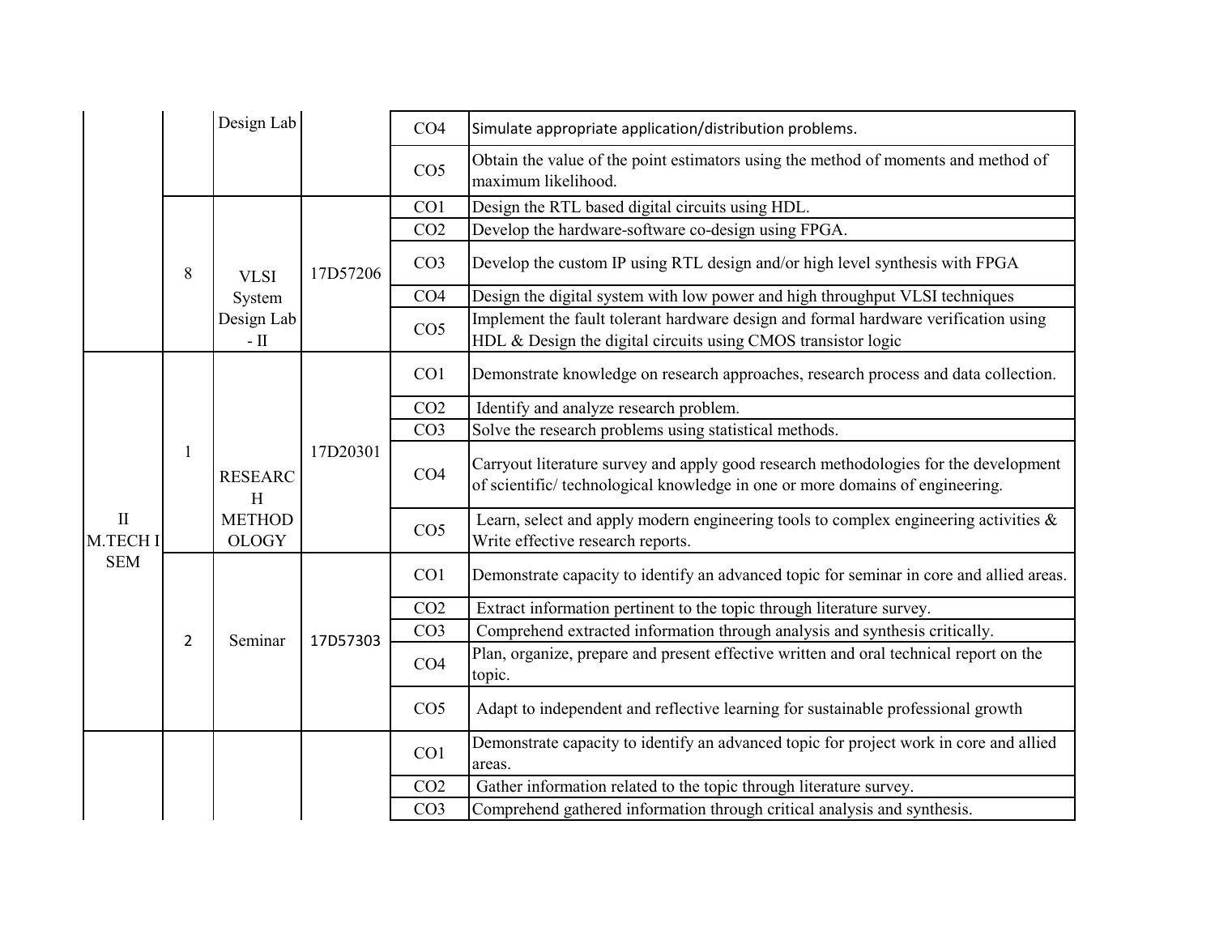| | | | | | |
|---|---|---|---|---|---|
| | | Design Lab | | CO4 | Simulate appropriate application/distribution problems. |
| | | | | CO5 | Obtain the value of the point estimators using the method of moments and method of maximum likelihood. |
| | 8 | VLSI System Design Lab - II | 17D57206 | CO1 | Design the RTL based digital circuits using HDL. |
| | | | | CO2 | Develop the hardware-software co-design using FPGA. |
| | | | | CO3 | Develop the custom IP using RTL design and/or high level synthesis with FPGA |
| | | | | CO4 | Design the digital system with low power and high throughput VLSI techniques |
| | | | | CO5 | Implement the fault tolerant hardware design and formal hardware verification using HDL & Design the digital circuits using CMOS transistor logic |
| II M.TECH I SEM | 1 | RESEARCH METHODOLOGY | 17D20301 | CO1 | Demonstrate knowledge on research approaches, research process and data collection. |
| | | | | CO2 | Identify and analyze research problem. |
| | | | | CO3 | Solve the research problems using statistical methods. |
| | | | | CO4 | Carryout literature survey and apply good research methodologies for the development of scientific/ technological knowledge in one or more domains of engineering. |
| | | | | CO5 | Learn, select and apply modern engineering tools to complex engineering activities & Write effective research reports. |
| | 2 | Seminar | 17D57303 | CO1 | Demonstrate capacity to identify an advanced topic for seminar in core and allied areas. |
| | | | | CO2 | Extract information pertinent to the topic through literature survey. |
| | | | | CO3 | Comprehend extracted information through analysis and synthesis critically. |
| | | | | CO4 | Plan, organize, prepare and present effective written and oral technical report on the topic. |
| | | | | CO5 | Adapt to independent and reflective learning for sustainable professional growth |
| | | | | CO1 | Demonstrate capacity to identify an advanced topic for project work in core and allied areas. |
| | | | | CO2 | Gather information related to the topic through literature survey. |
| | | | | CO3 | Comprehend gathered information through critical analysis and synthesis. |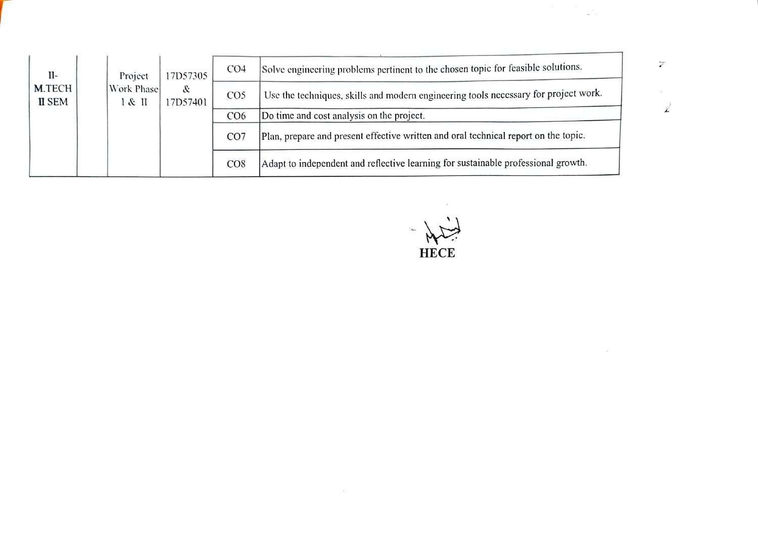| | | | | | |
|---|---|---|---|---|---|
| II-M.TECH II SEM | | Project Work Phase 1 & II | 17D57305 & 17D57401 | CO4 | Solve engineering problems pertinent to the chosen topic for feasible solutions. |
| | | | | CO5 | Use the techniques, skills and modern engineering tools necessary for project work. |
| | | | | CO6 | Do time and cost analysis on the project. |
| | | | | CO7 | Plan, prepare and present effective written and oral technical report on the topic. |
| | | | | CO8 | Adapt to independent and reflective learning for sustainable professional growth. |

**HECE**